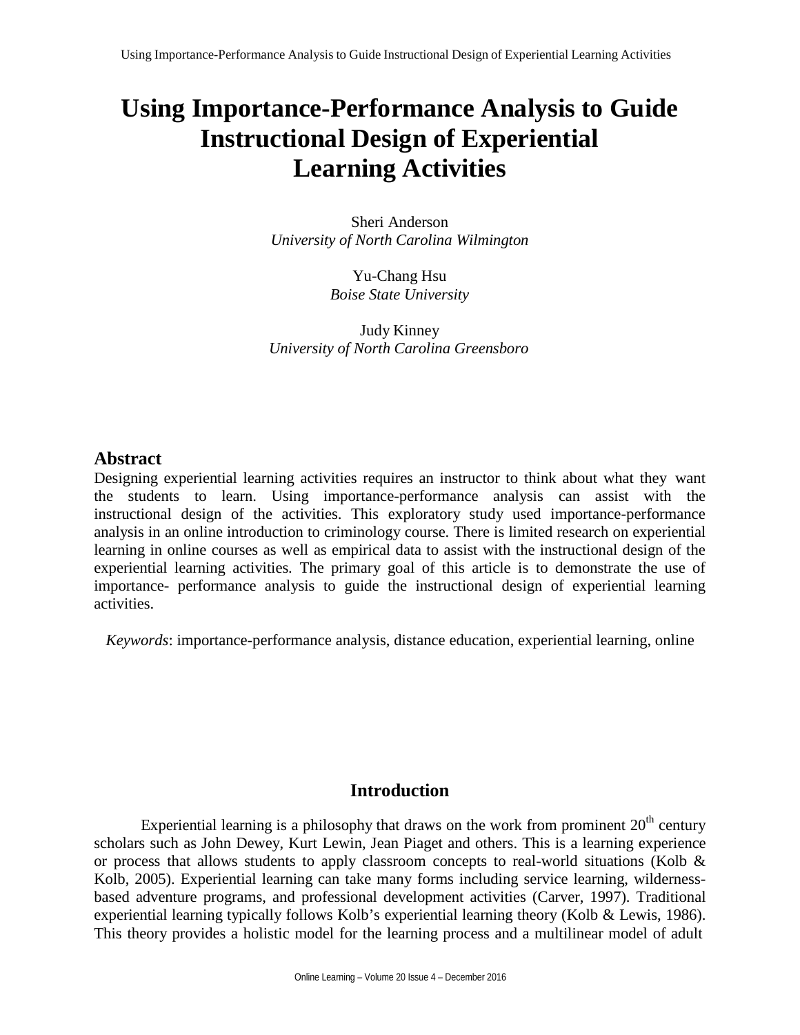# Using Importance-Performance Analysis to Guide Instructional Design of Experiential Learning Activities

Sheri Anderson
*University of North Carolina Wilmington*

Yu-Chang Hsu
*Boise State University*

Judy Kinney
*University of North Carolina Greensboro*

## Abstract

Designing experiential learning activities requires an instructor to think about what they want the students to learn. Using importance-performance analysis can assist with the instructional design of the activities. This exploratory study used importance-performance analysis in an online introduction to criminology course. There is limited research on experiential learning in online courses as well as empirical data to assist with the instructional design of the experiential learning activities. The primary goal of this article is to demonstrate the use of importance- performance analysis to guide the instructional design of experiential learning activities.

*Keywords*: importance-performance analysis, distance education, experiential learning, online

## Introduction

Experiential learning is a philosophy that draws on the work from prominent 20th century scholars such as John Dewey, Kurt Lewin, Jean Piaget and others. This is a learning experience or process that allows students to apply classroom concepts to real-world situations (Kolb & Kolb, 2005). Experiential learning can take many forms including service learning, wilderness-based adventure programs, and professional development activities (Carver, 1997). Traditional experiential learning typically follows Kolb's experiential learning theory (Kolb & Lewis, 1986). This theory provides a holistic model for the learning process and a multilinear model of adult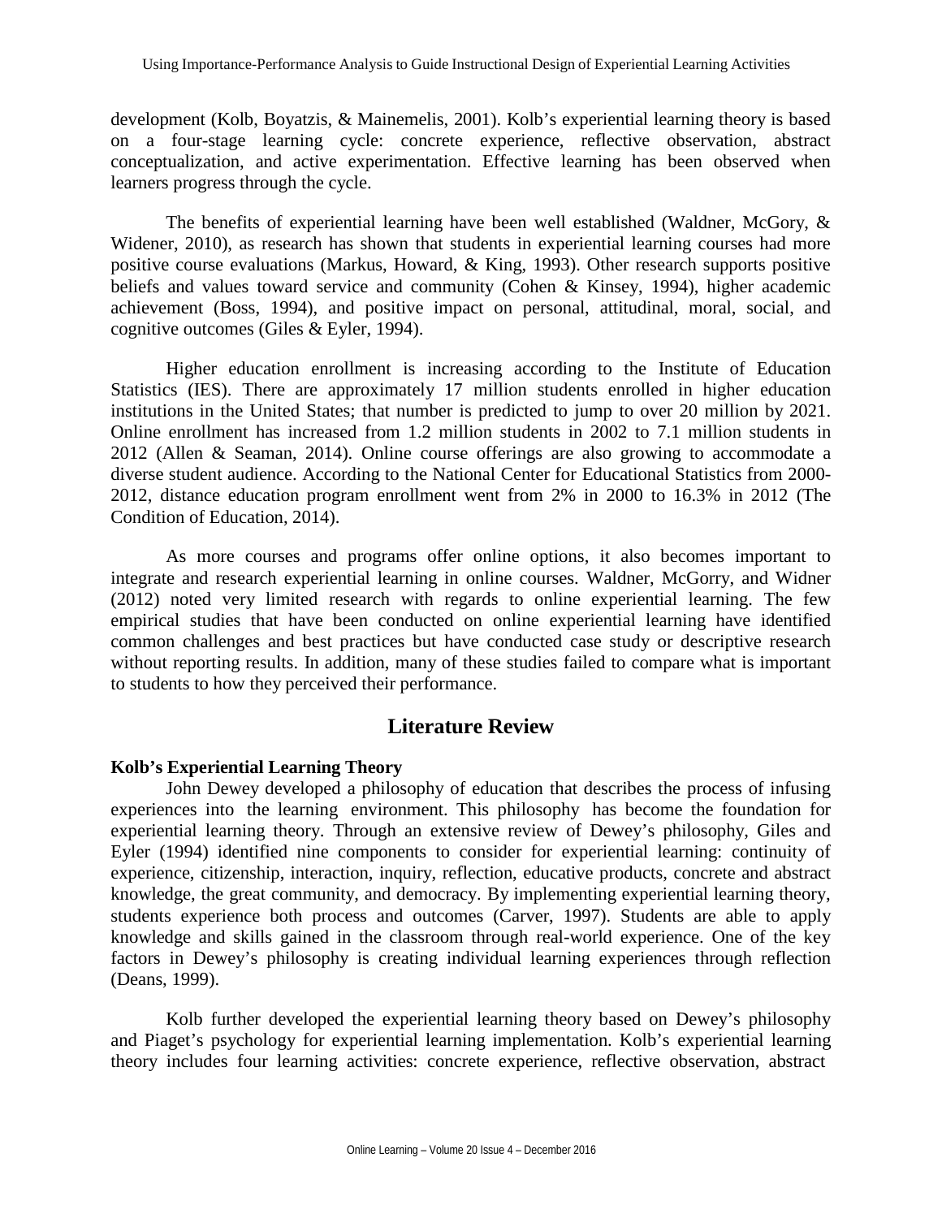development (Kolb, Boyatzis, & Mainemelis, 2001). Kolb's experiential learning theory is based on a four-stage learning cycle: concrete experience, reflective observation, abstract conceptualization, and active experimentation. Effective learning has been observed when learners progress through the cycle.

The benefits of experiential learning have been well established (Waldner, McGory, & Widener, 2010), as research has shown that students in experiential learning courses had more positive course evaluations (Markus, Howard, & King, 1993). Other research supports positive beliefs and values toward service and community (Cohen & Kinsey, 1994), higher academic achievement (Boss, 1994), and positive impact on personal, attitudinal, moral, social, and cognitive outcomes (Giles & Eyler, 1994).

Higher education enrollment is increasing according to the Institute of Education Statistics (IES). There are approximately 17 million students enrolled in higher education institutions in the United States; that number is predicted to jump to over 20 million by 2021. Online enrollment has increased from 1.2 million students in 2002 to 7.1 million students in 2012 (Allen & Seaman, 2014). Online course offerings are also growing to accommodate a diverse student audience. According to the National Center for Educational Statistics from 2000-2012, distance education program enrollment went from 2% in 2000 to 16.3% in 2012 (The Condition of Education, 2014).

As more courses and programs offer online options, it also becomes important to integrate and research experiential learning in online courses. Waldner, McGorry, and Widner (2012) noted very limited research with regards to online experiential learning. The few empirical studies that have been conducted on online experiential learning have identified common challenges and best practices but have conducted case study or descriptive research without reporting results. In addition, many of these studies failed to compare what is important to students to how they perceived their performance.

## Literature Review

### Kolb's Experiential Learning Theory

John Dewey developed a philosophy of education that describes the process of infusing experiences into the learning environment. This philosophy has become the foundation for experiential learning theory. Through an extensive review of Dewey's philosophy, Giles and Eyler (1994) identified nine components to consider for experiential learning: continuity of experience, citizenship, interaction, inquiry, reflection, educative products, concrete and abstract knowledge, the great community, and democracy. By implementing experiential learning theory, students experience both process and outcomes (Carver, 1997). Students are able to apply knowledge and skills gained in the classroom through real-world experience. One of the key factors in Dewey's philosophy is creating individual learning experiences through reflection (Deans, 1999).

Kolb further developed the experiential learning theory based on Dewey's philosophy and Piaget's psychology for experiential learning implementation. Kolb's experiential learning theory includes four learning activities: concrete experience, reflective observation, abstract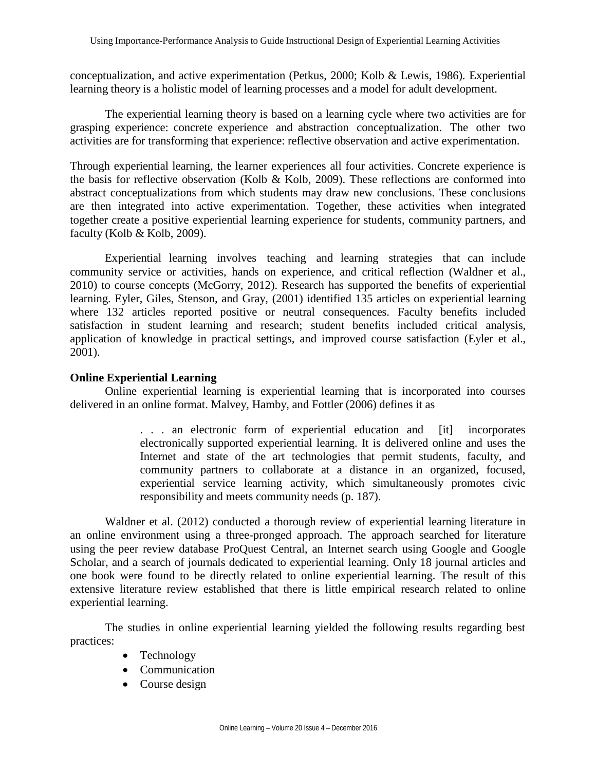conceptualization, and active experimentation (Petkus, 2000; Kolb & Lewis, 1986). Experiential learning theory is a holistic model of learning processes and a model for adult development.

The experiential learning theory is based on a learning cycle where two activities are for grasping experience: concrete experience and abstraction conceptualization. The other two activities are for transforming that experience: reflective observation and active experimentation.

Through experiential learning, the learner experiences all four activities. Concrete experience is the basis for reflective observation (Kolb & Kolb, 2009). These reflections are conformed into abstract conceptualizations from which students may draw new conclusions. These conclusions are then integrated into active experimentation. Together, these activities when integrated together create a positive experiential learning experience for students, community partners, and faculty (Kolb & Kolb, 2009).

Experiential learning involves teaching and learning strategies that can include community service or activities, hands on experience, and critical reflection (Waldner et al., 2010) to course concepts (McGorry, 2012). Research has supported the benefits of experiential learning. Eyler, Giles, Stenson, and Gray, (2001) identified 135 articles on experiential learning where 132 articles reported positive or neutral consequences. Faculty benefits included satisfaction in student learning and research; student benefits included critical analysis, application of knowledge in practical settings, and improved course satisfaction (Eyler et al., 2001).

**Online Experiential Learning**

Online experiential learning is experiential learning that is incorporated into courses delivered in an online format. Malvey, Hamby, and Fottler (2006) defines it as

> . . . an electronic form of experiential education and [it] incorporates electronically supported experiential learning. It is delivered online and uses the Internet and state of the art technologies that permit students, faculty, and community partners to collaborate at a distance in an organized, focused, experiential service learning activity, which simultaneously promotes civic responsibility and meets community needs (p. 187).

Waldner et al. (2012) conducted a thorough review of experiential learning literature in an online environment using a three-pronged approach. The approach searched for literature using the peer review database ProQuest Central, an Internet search using Google and Google Scholar, and a search of journals dedicated to experiential learning. Only 18 journal articles and one book were found to be directly related to online experiential learning. The result of this extensive literature review established that there is little empirical research related to online experiential learning.

The studies in online experiential learning yielded the following results regarding best practices:

- Technology
- Communication
- Course design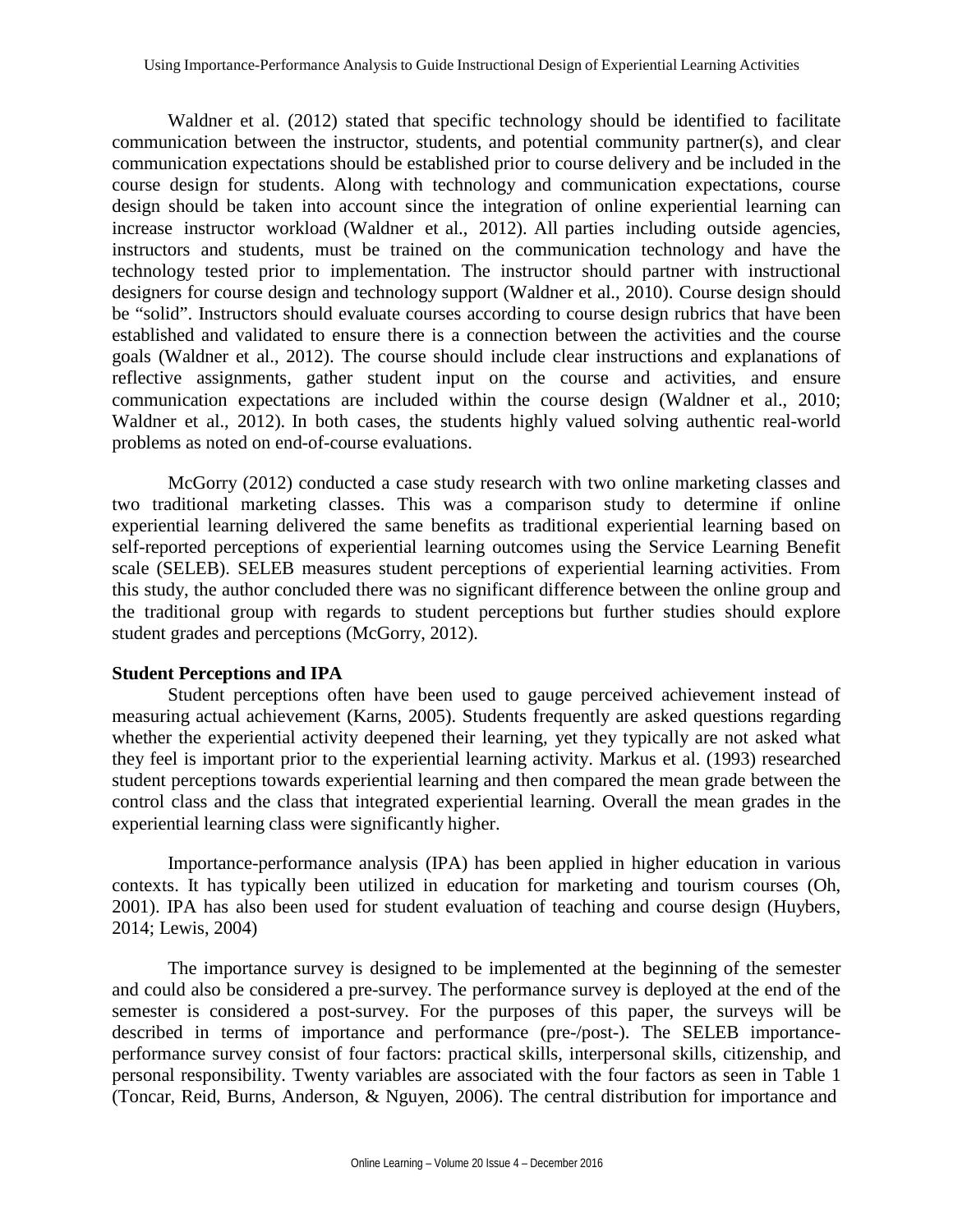Waldner et al. (2012) stated that specific technology should be identified to facilitate communication between the instructor, students, and potential community partner(s), and clear communication expectations should be established prior to course delivery and be included in the course design for students. Along with technology and communication expectations, course design should be taken into account since the integration of online experiential learning can increase instructor workload (Waldner et al., 2012). All parties including outside agencies, instructors and students, must be trained on the communication technology and have the technology tested prior to implementation. The instructor should partner with instructional designers for course design and technology support (Waldner et al., 2010). Course design should be "solid". Instructors should evaluate courses according to course design rubrics that have been established and validated to ensure there is a connection between the activities and the course goals (Waldner et al., 2012). The course should include clear instructions and explanations of reflective assignments, gather student input on the course and activities, and ensure communication expectations are included within the course design (Waldner et al., 2010; Waldner et al., 2012). In both cases, the students highly valued solving authentic real-world problems as noted on end-of-course evaluations.

McGorry (2012) conducted a case study research with two online marketing classes and two traditional marketing classes. This was a comparison study to determine if online experiential learning delivered the same benefits as traditional experiential learning based on self-reported perceptions of experiential learning outcomes using the Service Learning Benefit scale (SELEB). SELEB measures student perceptions of experiential learning activities. From this study, the author concluded there was no significant difference between the online group and the traditional group with regards to student perceptions but further studies should explore student grades and perceptions (McGorry, 2012).

**Student Perceptions and IPA**

Student perceptions often have been used to gauge perceived achievement instead of measuring actual achievement (Karns, 2005). Students frequently are asked questions regarding whether the experiential activity deepened their learning, yet they typically are not asked what they feel is important prior to the experiential learning activity. Markus et al. (1993) researched student perceptions towards experiential learning and then compared the mean grade between the control class and the class that integrated experiential learning. Overall the mean grades in the experiential learning class were significantly higher.

Importance-performance analysis (IPA) has been applied in higher education in various contexts. It has typically been utilized in education for marketing and tourism courses (Oh, 2001). IPA has also been used for student evaluation of teaching and course design (Huybers, 2014; Lewis, 2004)

The importance survey is designed to be implemented at the beginning of the semester and could also be considered a pre-survey. The performance survey is deployed at the end of the semester is considered a post-survey. For the purposes of this paper, the surveys will be described in terms of importance and performance (pre-/post-). The SELEB importance-performance survey consist of four factors: practical skills, interpersonal skills, citizenship, and personal responsibility. Twenty variables are associated with the four factors as seen in Table 1 (Toncar, Reid, Burns, Anderson, & Nguyen, 2006). The central distribution for importance and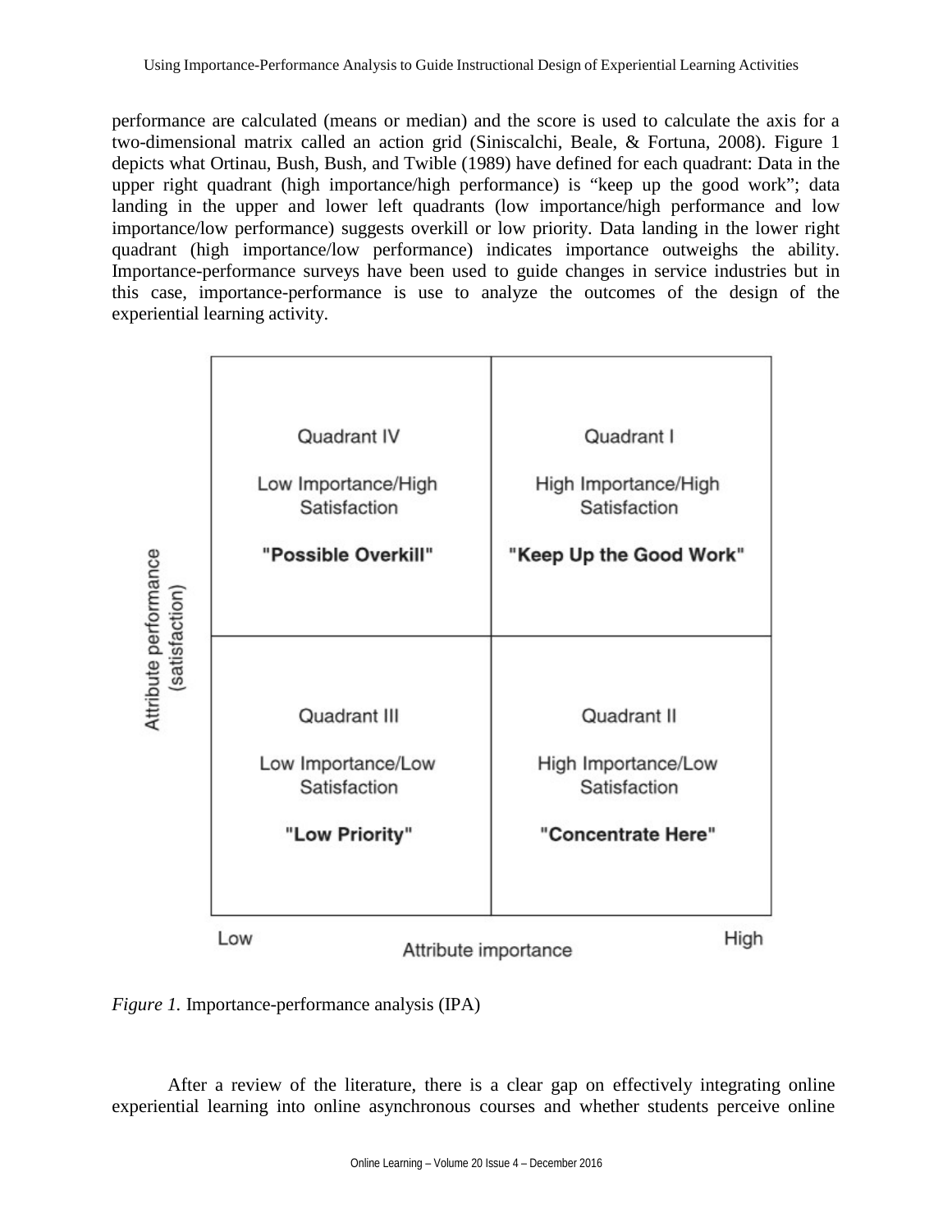performance are calculated (means or median) and the score is used to calculate the axis for a two-dimensional matrix called an action grid (Siniscalchi, Beale, & Fortuna, 2008). Figure 1 depicts what Ortinau, Bush, Bush, and Twible (1989) have defined for each quadrant: Data in the upper right quadrant (high importance/high performance) is "keep up the good work"; data landing in the upper and lower left quadrants (low importance/high performance and low importance/low performance) suggests overkill or low priority. Data landing in the lower right quadrant (high importance/low performance) indicates importance outweighs the ability. Importance-performance surveys have been used to guide changes in service industries but in this case, importance-performance is use to analyze the outcomes of the design of the experiential learning activity.

| Attribute performance (satisfaction) | Low (Attribute importance) | High (Attribute importance) |
| --- | --- | --- |
| High | Quadrant IV<br>Low Importance/High Satisfaction<br>**"Possible Overkill"** | Quadrant I<br>High Importance/High Satisfaction<br>**"Keep Up the Good Work"** |
| Low | Quadrant III<br>Low Importance/Low Satisfaction<br>**"Low Priority"** | Quadrant II<br>High Importance/Low Satisfaction<br>**"Concentrate Here"** |

*Figure 1.* Importance-performance analysis (IPA)

After a review of the literature, there is a clear gap on effectively integrating online experiential learning into online asynchronous courses and whether students perceive online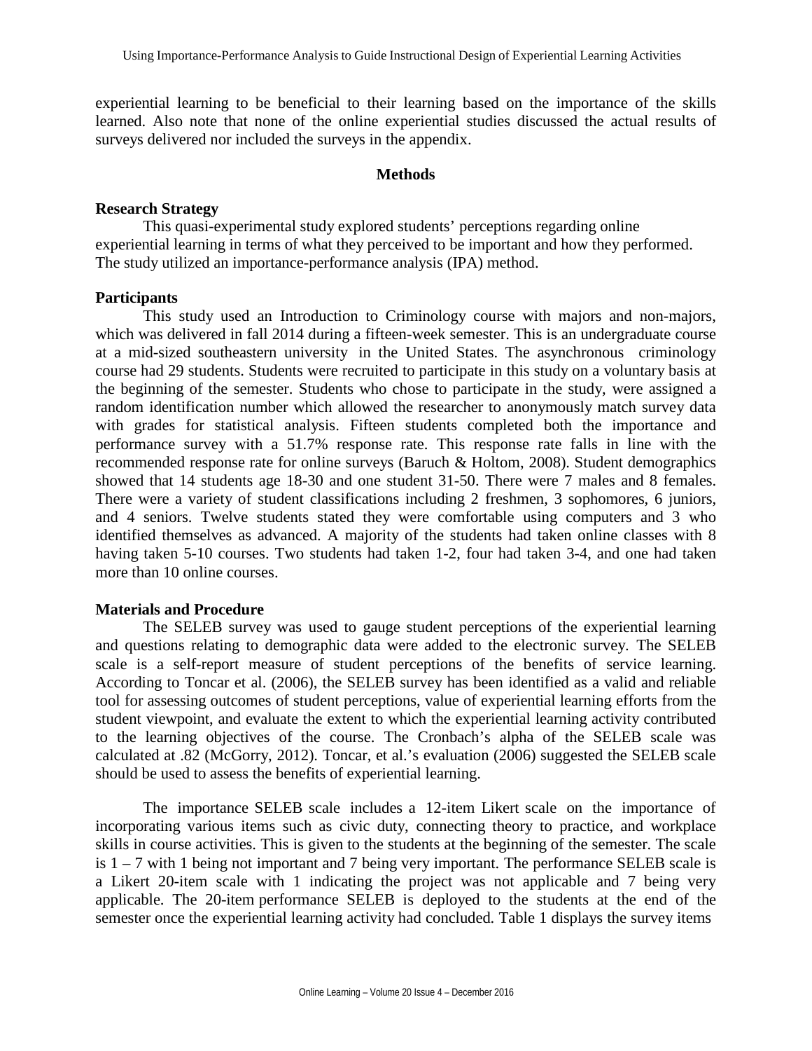experiential learning to be beneficial to their learning based on the importance of the skills learned. Also note that none of the online experiential studies discussed the actual results of surveys delivered nor included the surveys in the appendix.

## Methods

### Research Strategy

This quasi-experimental study explored students' perceptions regarding online experiential learning in terms of what they perceived to be important and how they performed. The study utilized an importance-performance analysis (IPA) method.

### Participants

This study used an Introduction to Criminology course with majors and non-majors, which was delivered in fall 2014 during a fifteen-week semester. This is an undergraduate course at a mid-sized southeastern university in the United States. The asynchronous criminology course had 29 students. Students were recruited to participate in this study on a voluntary basis at the beginning of the semester. Students who chose to participate in the study, were assigned a random identification number which allowed the researcher to anonymously match survey data with grades for statistical analysis. Fifteen students completed both the importance and performance survey with a 51.7% response rate. This response rate falls in line with the recommended response rate for online surveys (Baruch & Holtom, 2008). Student demographics showed that 14 students age 18-30 and one student 31-50. There were 7 males and 8 females. There were a variety of student classifications including 2 freshmen, 3 sophomores, 6 juniors, and 4 seniors. Twelve students stated they were comfortable using computers and 3 who identified themselves as advanced. A majority of the students had taken online classes with 8 having taken 5-10 courses. Two students had taken 1-2, four had taken 3-4, and one had taken more than 10 online courses.

### Materials and Procedure

The SELEB survey was used to gauge student perceptions of the experiential learning and questions relating to demographic data were added to the electronic survey. The SELEB scale is a self-report measure of student perceptions of the benefits of service learning. According to Toncar et al. (2006), the SELEB survey has been identified as a valid and reliable tool for assessing outcomes of student perceptions, value of experiential learning efforts from the student viewpoint, and evaluate the extent to which the experiential learning activity contributed to the learning objectives of the course. The Cronbach's alpha of the SELEB scale was calculated at .82 (McGorry, 2012). Toncar, et al.'s evaluation (2006) suggested the SELEB scale should be used to assess the benefits of experiential learning.

The importance SELEB scale includes a 12-item Likert scale on the importance of incorporating various items such as civic duty, connecting theory to practice, and workplace skills in course activities. This is given to the students at the beginning of the semester. The scale is 1 – 7 with 1 being not important and 7 being very important. The performance SELEB scale is a Likert 20-item scale with 1 indicating the project was not applicable and 7 being very applicable. The 20-item performance SELEB is deployed to the students at the end of the semester once the experiential learning activity had concluded. Table 1 displays the survey items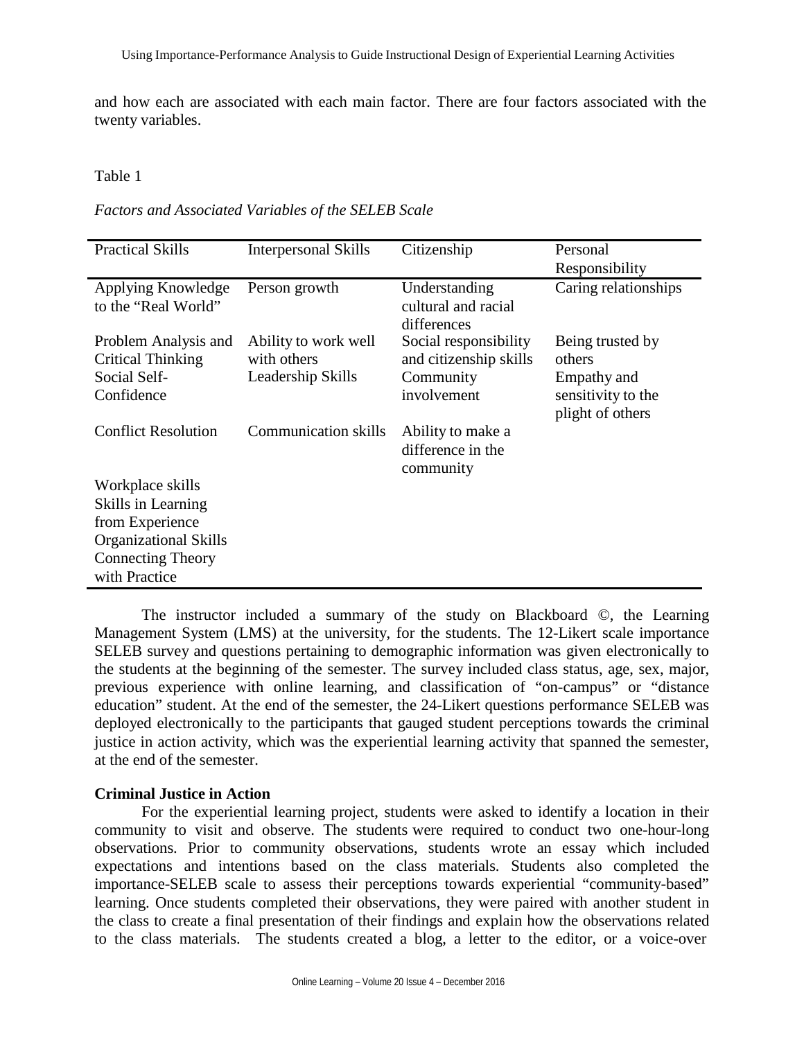and how each are associated with each main factor. There are four factors associated with the twenty variables.

Table 1

*Factors and Associated Variables of the SELEB Scale*

| Practical Skills | Interpersonal Skills | Citizenship | Personal Responsibility |
| --- | --- | --- | --- |
| Applying Knowledge to the "Real World" | Person growth | Understanding cultural and racial differences | Caring relationships |
| Problem Analysis and Critical Thinking | Ability to work well with others | Social responsibility and citizenship skills | Being trusted by others |
| Social Self-Confidence | Leadership Skills | Community involvement | Empathy and sensitivity to the plight of others |
| Conflict Resolution | Communication skills | Ability to make a difference in the community | |
| Workplace skills | | | |
| Skills in Learning from Experience | | | |
| Organizational Skills | | | |
| Connecting Theory with Practice | | | |

The instructor included a summary of the study on Blackboard ©, the Learning Management System (LMS) at the university, for the students. The 12-Likert scale importance SELEB survey and questions pertaining to demographic information was given electronically to the students at the beginning of the semester. The survey included class status, age, sex, major, previous experience with online learning, and classification of "on-campus" or "distance education" student. At the end of the semester, the 24-Likert questions performance SELEB was deployed electronically to the participants that gauged student perceptions towards the criminal justice in action activity, which was the experiential learning activity that spanned the semester, at the end of the semester.

**Criminal Justice in Action**

For the experiential learning project, students were asked to identify a location in their community to visit and observe. The students were required to conduct two one-hour-long observations. Prior to community observations, students wrote an essay which included expectations and intentions based on the class materials. Students also completed the importance-SELEB scale to assess their perceptions towards experiential "community-based" learning. Once students completed their observations, they were paired with another student in the class to create a final presentation of their findings and explain how the observations related to the class materials. The students created a blog, a letter to the editor, or a voice-over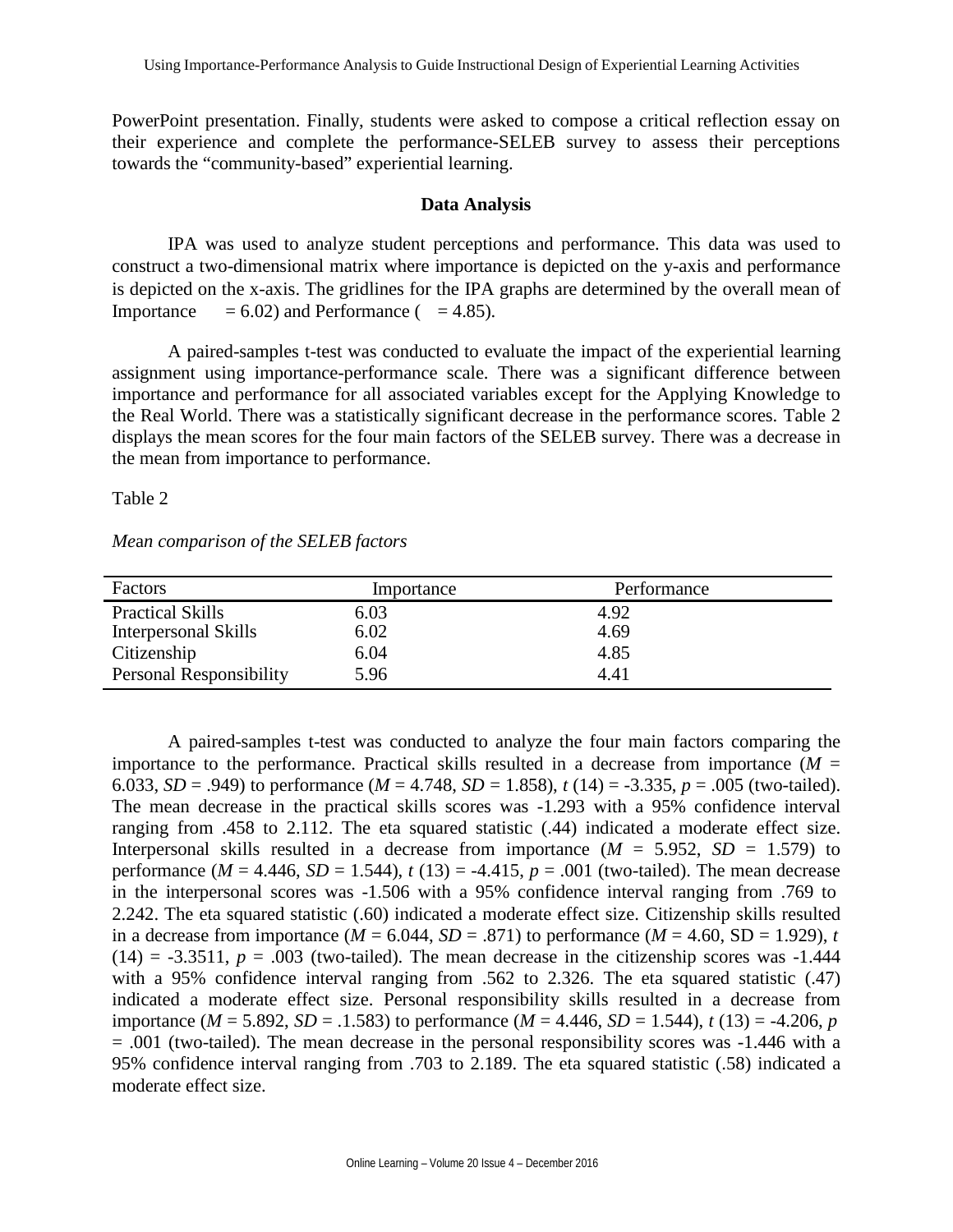PowerPoint presentation. Finally, students were asked to compose a critical reflection essay on their experience and complete the performance-SELEB survey to assess their perceptions towards the "community-based" experiential learning.

## Data Analysis

IPA was used to analyze student perceptions and performance. This data was used to construct a two-dimensional matrix where importance is depicted on the y-axis and performance is depicted on the x-axis. The gridlines for the IPA graphs are determined by the overall mean of Importance  = 6.02) and Performance (  = 4.85).

A paired-samples t-test was conducted to evaluate the impact of the experiential learning assignment using importance-performance scale. There was a significant difference between importance and performance for all associated variables except for the Applying Knowledge to the Real World. There was a statistically significant decrease in the performance scores. Table 2 displays the mean scores for the four main factors of the SELEB survey. There was a decrease in the mean from importance to performance.

Table 2

*Mean comparison of the SELEB factors*

| Factors | Importance | Performance |
|---|---|---|
| Practical Skills | 6.03 | 4.92 |
| Interpersonal Skills | 6.02 | 4.69 |
| Citizenship | 6.04 | 4.85 |
| Personal Responsibility | 5.96 | 4.41 |

A paired-samples t-test was conducted to analyze the four main factors comparing the importance to the performance. Practical skills resulted in a decrease from importance ($M$ = 6.033, $SD$ = .949) to performance ($M$ = 4.748, $SD$ = 1.858), $t$ (14) = -3.335, $p$ = .005 (two-tailed). The mean decrease in the practical skills scores was -1.293 with a 95% confidence interval ranging from .458 to 2.112. The eta squared statistic (.44) indicated a moderate effect size. Interpersonal skills resulted in a decrease from importance ($M$ = 5.952, $SD$ = 1.579) to performance ($M$ = 4.446, $SD$ = 1.544), $t$ (13) = -4.415, $p$ = .001 (two-tailed). The mean decrease in the interpersonal scores was -1.506 with a 95% confidence interval ranging from .769 to 2.242. The eta squared statistic (.60) indicated a moderate effect size. Citizenship skills resulted in a decrease from importance ($M$ = 6.044, $SD$ = .871) to performance ($M$ = 4.60, SD = 1.929), $t$ (14) = -3.3511, $p$ = .003 (two-tailed). The mean decrease in the citizenship scores was -1.444 with a 95% confidence interval ranging from .562 to 2.326. The eta squared statistic (.47) indicated a moderate effect size. Personal responsibility skills resulted in a decrease from importance ($M$ = 5.892, $SD$ = .1.583) to performance ($M$ = 4.446, $SD$ = 1.544), $t$ (13) = -4.206, $p$ = .001 (two-tailed). The mean decrease in the personal responsibility scores was -1.446 with a 95% confidence interval ranging from .703 to 2.189. The eta squared statistic (.58) indicated a moderate effect size.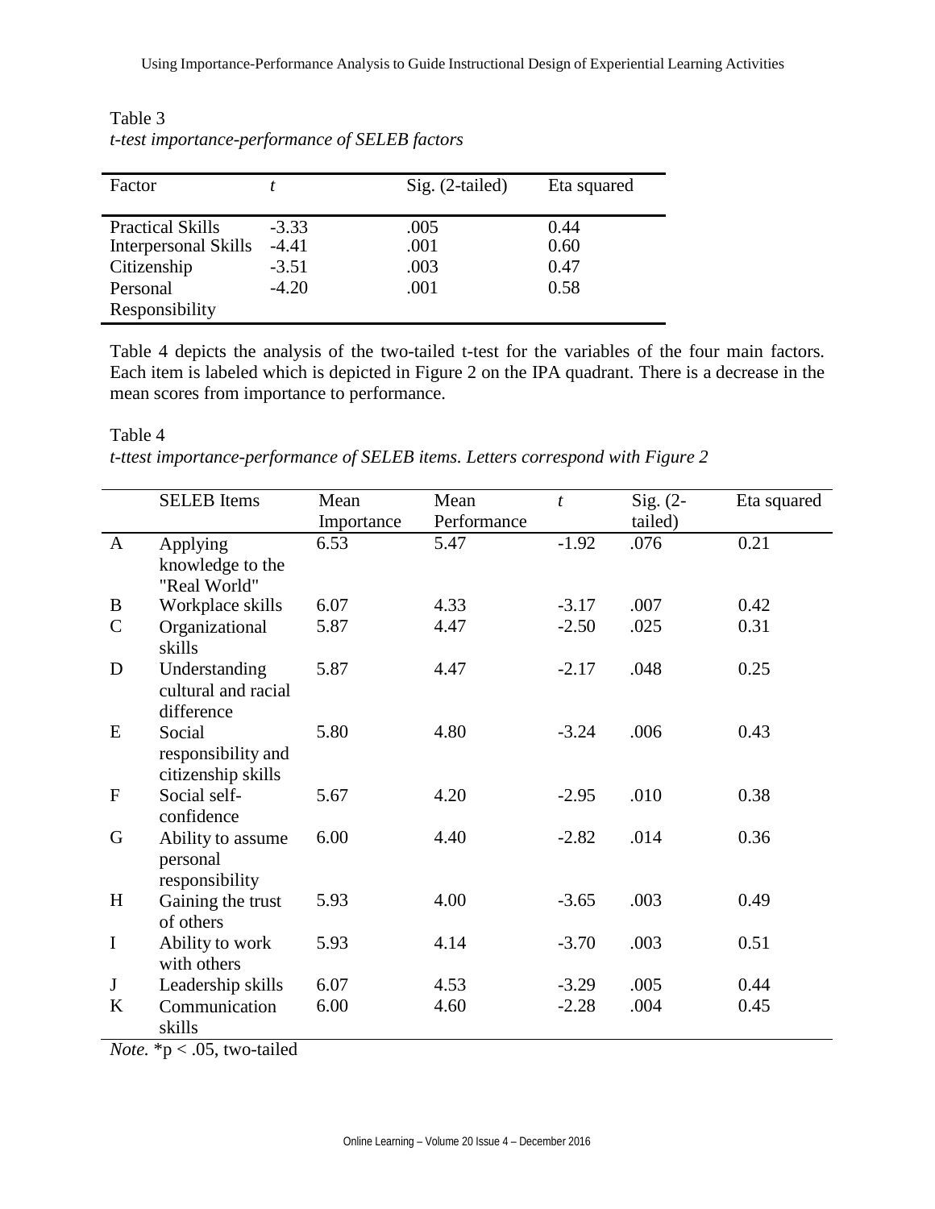Table 3
*t-test importance-performance of SELEB factors*

| Factor | *t* | Sig. (2-tailed) | Eta squared |
|---|---|---|---|
| Practical Skills | -3.33 | .005 | 0.44 |
| Interpersonal Skills | -4.41 | .001 | 0.60 |
| Citizenship | -3.51 | .003 | 0.47 |
| Personal Responsibility | -4.20 | .001 | 0.58 |

Table 4 depicts the analysis of the two-tailed t-test for the variables of the four main factors. Each item is labeled which is depicted in Figure 2 on the IPA quadrant. There is a decrease in the mean scores from importance to performance.

Table 4
*t-ttest importance-performance of SELEB items. Letters correspond with Figure 2*

| | SELEB Items | Mean Importance | Mean Performance | *t* | Sig. (2-tailed) | Eta squared |
|---|---|---|---|---|---|---|
| A | Applying knowledge to the "Real World" | 6.53 | 5.47 | -1.92 | .076 | 0.21 |
| B | Workplace skills | 6.07 | 4.33 | -3.17 | .007 | 0.42 |
| C | Organizational skills | 5.87 | 4.47 | -2.50 | .025 | 0.31 |
| D | Understanding cultural and racial difference | 5.87 | 4.47 | -2.17 | .048 | 0.25 |
| E | Social responsibility and citizenship skills | 5.80 | 4.80 | -3.24 | .006 | 0.43 |
| F | Social self-confidence | 5.67 | 4.20 | -2.95 | .010 | 0.38 |
| G | Ability to assume personal responsibility | 6.00 | 4.40 | -2.82 | .014 | 0.36 |
| H | Gaining the trust of others | 5.93 | 4.00 | -3.65 | .003 | 0.49 |
| I | Ability to work with others | 5.93 | 4.14 | -3.70 | .003 | 0.51 |
| J | Leadership skills | 6.07 | 4.53 | -3.29 | .005 | 0.44 |
| K | Communication skills | 6.00 | 4.60 | -2.28 | .004 | 0.45 |

*Note.* *$p < .05$, two-tailed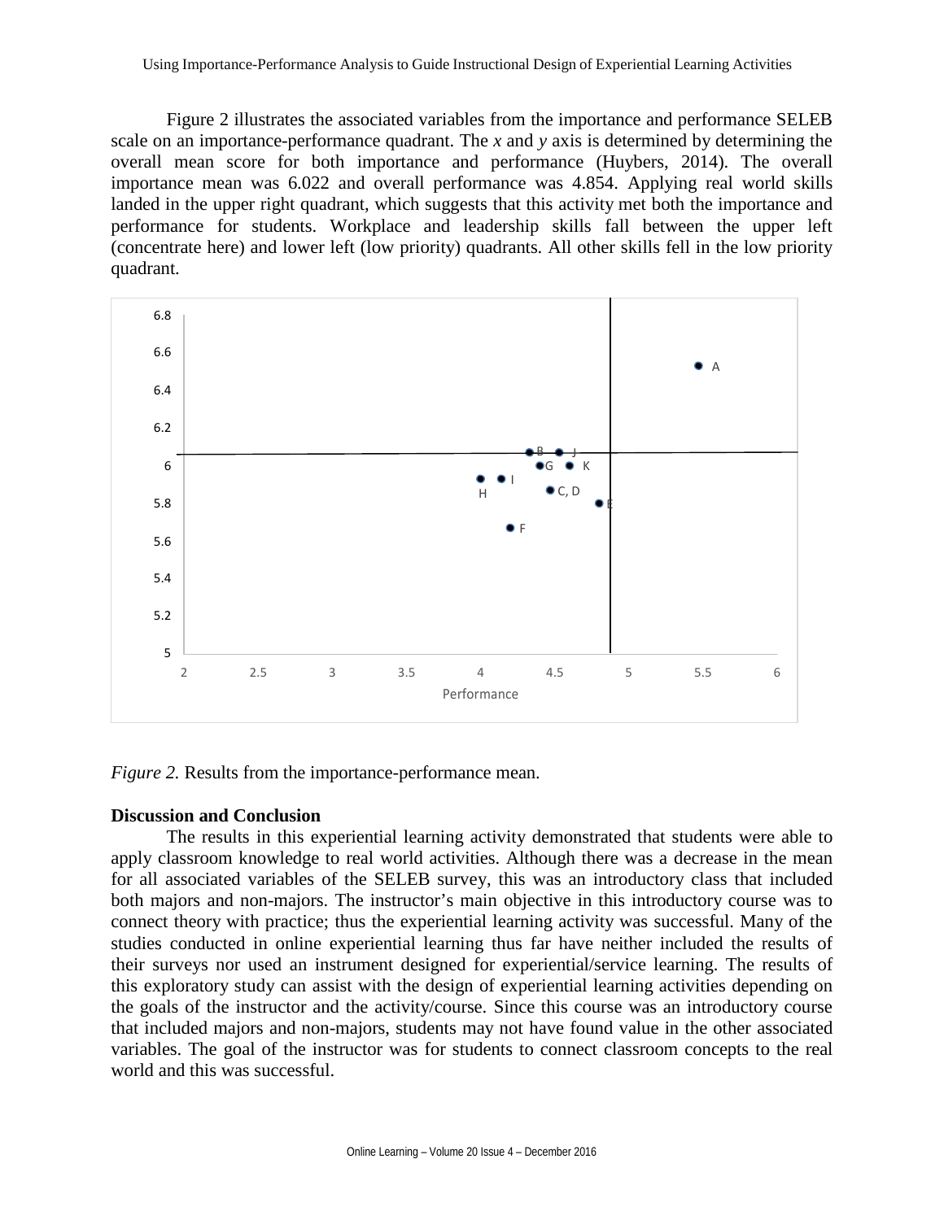Figure 2 illustrates the associated variables from the importance and performance SELEB scale on an importance-performance quadrant. The *x* and *y* axis is determined by determining the overall mean score for both importance and performance (Huybers, 2014). The overall importance mean was 6.022 and overall performance was 4.854. Applying real world skills landed in the upper right quadrant, which suggests that this activity met both the importance and performance for students. Workplace and leadership skills fall between the upper left (concentrate here) and lower left (low priority) quadrants. All other skills fell in the low priority quadrant.

*Figure 2.* Results from the importance-performance mean.

**Discussion and Conclusion**

The results in this experiential learning activity demonstrated that students were able to apply classroom knowledge to real world activities. Although there was a decrease in the mean for all associated variables of the SELEB survey, this was an introductory class that included both majors and non-majors. The instructor's main objective in this introductory course was to connect theory with practice; thus the experiential learning activity was successful. Many of the studies conducted in online experiential learning thus far have neither included the results of their surveys nor used an instrument designed for experiential/service learning. The results of this exploratory study can assist with the design of experiential learning activities depending on the goals of the instructor and the activity/course. Since this course was an introductory course that included majors and non-majors, students may not have found value in the other associated variables. The goal of the instructor was for students to connect classroom concepts to the real world and this was successful.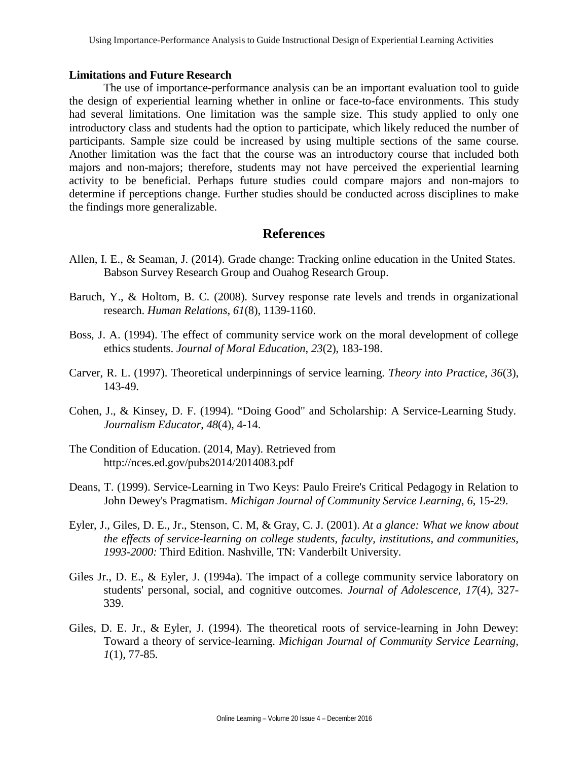### Limitations and Future Research

The use of importance-performance analysis can be an important evaluation tool to guide the design of experiential learning whether in online or face-to-face environments. This study had several limitations. One limitation was the sample size. This study applied to only one introductory class and students had the option to participate, which likely reduced the number of participants. Sample size could be increased by using multiple sections of the same course. Another limitation was the fact that the course was an introductory course that included both majors and non-majors; therefore, students may not have perceived the experiential learning activity to be beneficial. Perhaps future studies could compare majors and non-majors to determine if perceptions change. Further studies should be conducted across disciplines to make the findings more generalizable.

## References

Allen, I. E., & Seaman, J. (2014). Grade change: Tracking online education in the United States. Babson Survey Research Group and Ouahog Research Group.

Baruch, Y., & Holtom, B. C. (2008). Survey response rate levels and trends in organizational research. *Human Relations*, *61*(8), 1139-1160.

Boss, J. A. (1994). The effect of community service work on the moral development of college ethics students. *Journal of Moral Education*, *23*(2), 183-198.

Carver, R. L. (1997). Theoretical underpinnings of service learning. *Theory into Practice*, *36*(3), 143-49.

Cohen, J., & Kinsey, D. F. (1994). "Doing Good" and Scholarship: A Service-Learning Study. *Journalism Educator*, *48*(4), 4-14.

The Condition of Education. (2014, May). Retrieved from http://nces.ed.gov/pubs2014/2014083.pdf

Deans, T. (1999). Service-Learning in Two Keys: Paulo Freire's Critical Pedagogy in Relation to John Dewey's Pragmatism. *Michigan Journal of Community Service Learning*, *6*, 15-29.

Eyler, J., Giles, D. E., Jr., Stenson, C. M, & Gray, C. J. (2001). *At a glance: What we know about the effects of service-learning on college students, faculty, institutions, and communities, 1993-2000:* Third Edition. Nashville, TN: Vanderbilt University.

Giles Jr., D. E., & Eyler, J. (1994a). The impact of a college community service laboratory on students' personal, social, and cognitive outcomes. *Journal of Adolescence*, *17*(4), 327-339.

Giles, D. E. Jr., & Eyler, J. (1994). The theoretical roots of service-learning in John Dewey: Toward a theory of service-learning. *Michigan Journal of Community Service Learning, 1*(1), 77-85.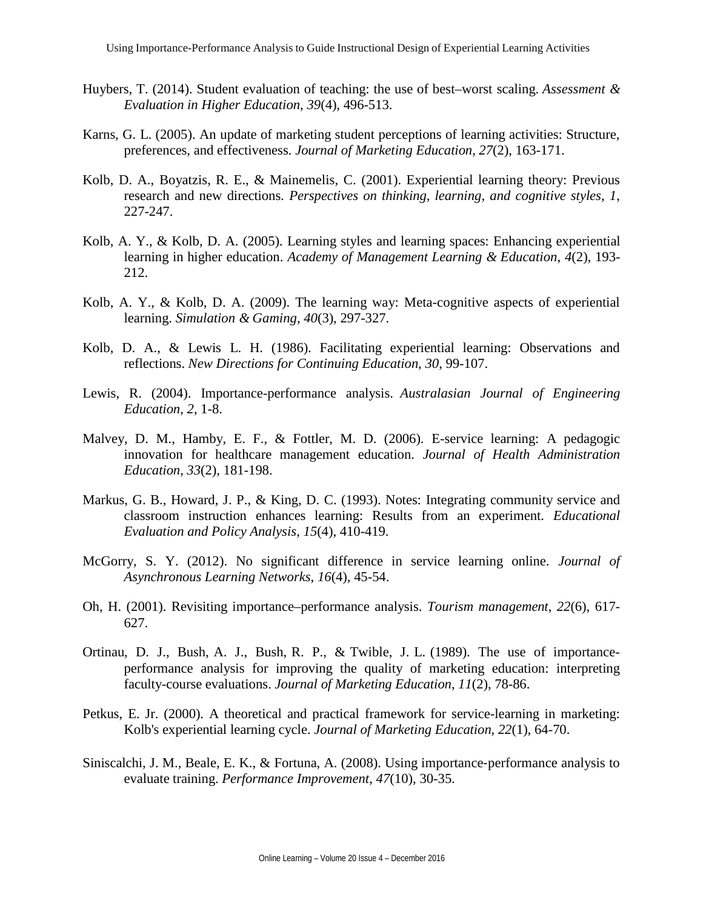Huybers, T. (2014). Student evaluation of teaching: the use of best–worst scaling. *Assessment & Evaluation in Higher Education*, *39*(4), 496-513.

Karns, G. L. (2005). An update of marketing student perceptions of learning activities: Structure, preferences, and effectiveness. *Journal of Marketing Education, 27*(2), 163-171.

Kolb, D. A., Boyatzis, R. E., & Mainemelis, C. (2001). Experiential learning theory: Previous research and new directions. *Perspectives on thinking, learning, and cognitive styles, 1*, 227-247.

Kolb, A. Y., & Kolb, D. A. (2005). Learning styles and learning spaces: Enhancing experiential learning in higher education. *Academy of Management Learning & Education*, *4*(2), 193-212.

Kolb, A. Y., & Kolb, D. A. (2009). The learning way: Meta-cognitive aspects of experiential learning. *Simulation & Gaming*, *40*(3), 297-327.

Kolb, D. A., & Lewis L. H. (1986). Facilitating experiential learning: Observations and reflections. *New Directions for Continuing Education*, *30*, 99-107.

Lewis, R. (2004). Importance-performance analysis. *Australasian Journal of Engineering Education*, *2*, 1-8.

Malvey, D. M., Hamby, E. F., & Fottler, M. D. (2006). E-service learning: A pedagogic innovation for healthcare management education. *Journal of Health Administration Education*, *33*(2), 181-198.

Markus, G. B., Howard, J. P., & King, D. C. (1993). Notes: Integrating community service and classroom instruction enhances learning: Results from an experiment. *Educational Evaluation and Policy Analysis*, *15*(4), 410-419.

McGorry, S. Y. (2012). No significant difference in service learning online. *Journal of Asynchronous Learning Networks*, *16*(4), 45-54.

Oh, H. (2001). Revisiting importance–performance analysis. *Tourism management*, *22*(6), 617-627.

Ortinau, D. J., Bush, A. J., Bush, R. P., & Twible, J. L. (1989). The use of importance-performance analysis for improving the quality of marketing education: interpreting faculty-course evaluations. *Journal of Marketing Education*, *11*(2), 78-86.

Petkus, E. Jr. (2000). A theoretical and practical framework for service-learning in marketing: Kolb's experiential learning cycle. *Journal of Marketing Education*, *22*(1), 64-70.

Siniscalchi, J. M., Beale, E. K., & Fortuna, A. (2008). Using importance-performance analysis to evaluate training. *Performance Improvement*, *47*(10), 30-35.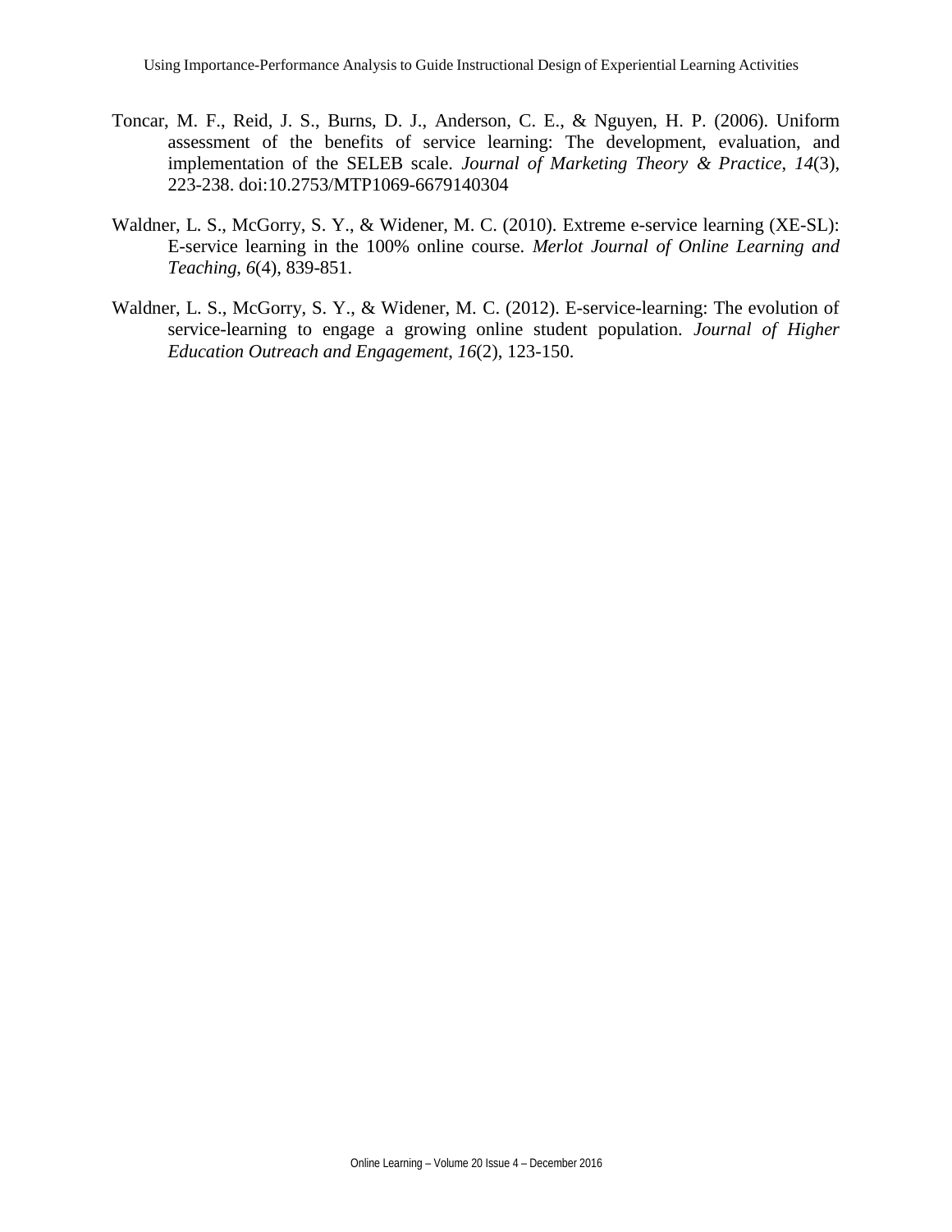Toncar, M. F., Reid, J. S., Burns, D. J., Anderson, C. E., & Nguyen, H. P. (2006). Uniform assessment of the benefits of service learning: The development, evaluation, and implementation of the SELEB scale. *Journal of Marketing Theory & Practice*, *14*(3), 223-238. doi:10.2753/MTP1069-6679140304

Waldner, L. S., McGorry, S. Y., & Widener, M. C. (2010). Extreme e-service learning (XE-SL): E-service learning in the 100% online course. *Merlot Journal of Online Learning and Teaching*, *6*(4), 839-851.

Waldner, L. S., McGorry, S. Y., & Widener, M. C. (2012). E-service-learning: The evolution of service-learning to engage a growing online student population. *Journal of Higher Education Outreach and Engagement*, *16*(2), 123-150.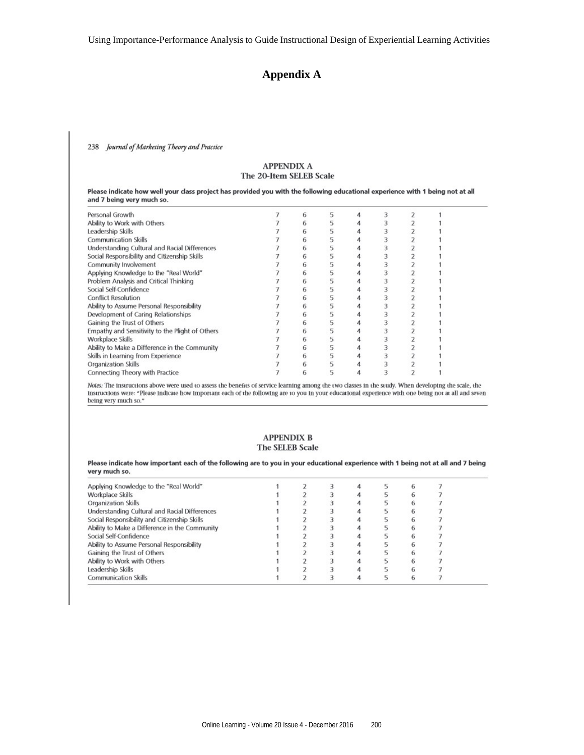## Appendix A

238 *Journal of Marketing Theory and Practice*

### APPENDIX A
### The 20-Item SELEB Scale

**Please indicate how well your class project has provided you with the following educational experience with 1 being not at all and 7 being very much so.**

| | | | | | | | |
|---|---|---|---|---|---|---|---|
| Personal Growth | 7 | 6 | 5 | 4 | 3 | 2 | 1 |
| Ability to Work with Others | 7 | 6 | 5 | 4 | 3 | 2 | 1 |
| Leadership Skills | 7 | 6 | 5 | 4 | 3 | 2 | 1 |
| Communication Skills | 7 | 6 | 5 | 4 | 3 | 2 | 1 |
| Understanding Cultural and Racial Differences | 7 | 6 | 5 | 4 | 3 | 2 | 1 |
| Social Responsibility and Citizenship Skills | 7 | 6 | 5 | 4 | 3 | 2 | 1 |
| Community Involvement | 7 | 6 | 5 | 4 | 3 | 2 | 1 |
| Applying Knowledge to the "Real World" | 7 | 6 | 5 | 4 | 3 | 2 | 1 |
| Problem Analysis and Critical Thinking | 7 | 6 | 5 | 4 | 3 | 2 | 1 |
| Social Self-Confidence | 7 | 6 | 5 | 4 | 3 | 2 | 1 |
| Conflict Resolution | 7 | 6 | 5 | 4 | 3 | 2 | 1 |
| Ability to Assume Personal Responsibility | 7 | 6 | 5 | 4 | 3 | 2 | 1 |
| Development of Caring Relationships | 7 | 6 | 5 | 4 | 3 | 2 | 1 |
| Gaining the Trust of Others | 7 | 6 | 5 | 4 | 3 | 2 | 1 |
| Empathy and Sensitivity to the Plight of Others | 7 | 6 | 5 | 4 | 3 | 2 | 1 |
| Workplace Skills | 7 | 6 | 5 | 4 | 3 | 2 | 1 |
| Ability to Make a Difference in the Community | 7 | 6 | 5 | 4 | 3 | 2 | 1 |
| Skills in Learning from Experience | 7 | 6 | 5 | 4 | 3 | 2 | 1 |
| Organization Skills | 7 | 6 | 5 | 4 | 3 | 2 | 1 |
| Connecting Theory with Practice | 7 | 6 | 5 | 4 | 3 | 2 | 1 |

*Notes:* The instructions above were used to assess the benefits of service learning among the two classes in the study. When developing the scale, the instructions were: "Please indicate how important each of the following are to you in your educational experience with one being not at all and seven being very much so."

### APPENDIX B
### The SELEB Scale

**Please indicate how important each of the following are to you in your educational experience with 1 being not at all and 7 being very much so.**

| | | | | | | | |
|---|---|---|---|---|---|---|---|
| Applying Knowledge to the "Real World" | 1 | 2 | 3 | 4 | 5 | 6 | 7 |
| Workplace Skills | 1 | 2 | 3 | 4 | 5 | 6 | 7 |
| Organization Skills | 1 | 2 | 3 | 4 | 5 | 6 | 7 |
| Understanding Cultural and Racial Differences | 1 | 2 | 3 | 4 | 5 | 6 | 7 |
| Social Responsibility and Citizenship Skills | 1 | 2 | 3 | 4 | 5 | 6 | 7 |
| Ability to Make a Difference in the Community | 1 | 2 | 3 | 4 | 5 | 6 | 7 |
| Social Self-Confidence | 1 | 2 | 3 | 4 | 5 | 6 | 7 |
| Ability to Assume Personal Responsibility | 1 | 2 | 3 | 4 | 5 | 6 | 7 |
| Gaining the Trust of Others | 1 | 2 | 3 | 4 | 5 | 6 | 7 |
| Ability to Work with Others | 1 | 2 | 3 | 4 | 5 | 6 | 7 |
| Leadership Skills | 1 | 2 | 3 | 4 | 5 | 6 | 7 |
| Communication Skills | 1 | 2 | 3 | 4 | 5 | 6 | 7 |